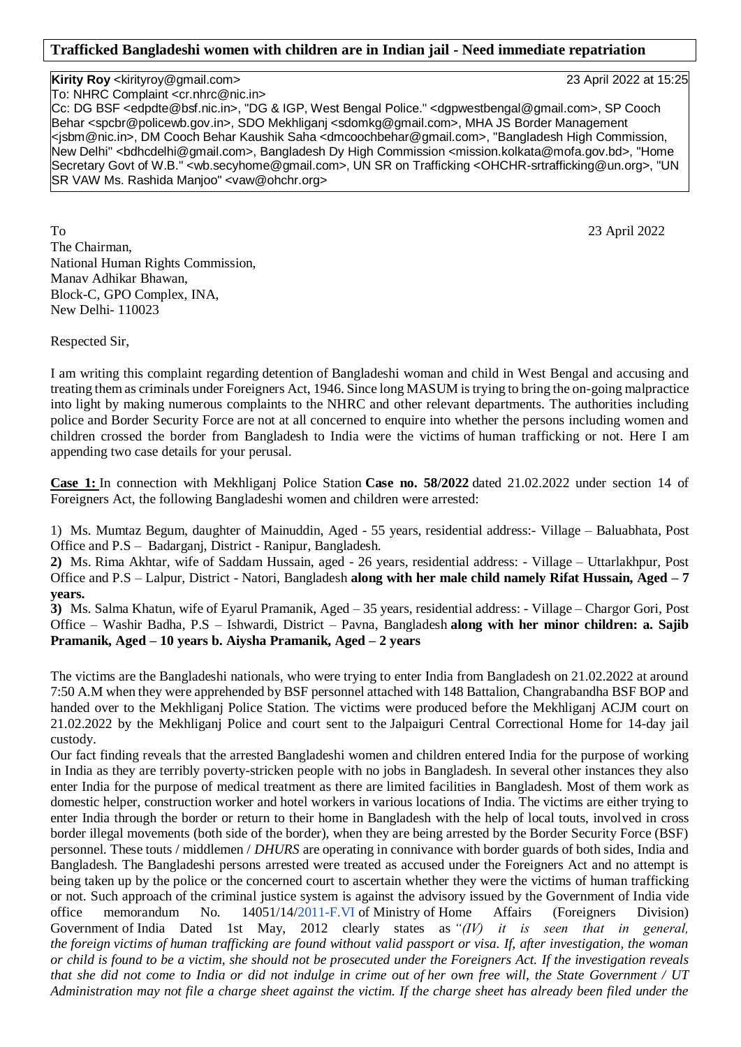**Trafficked Bangladeshi women with children are in Indian jail - Need immediate repatriation**

**Kirity Roy** <kirityroy@gmail.com> 23 April 2022 at 15:25
To: NHRC Complaint <cr.nhrc@nic.in>
Cc: DG BSF <edpdte@bsf.nic.in>, "DG & IGP, West Bengal Police." <dgpwestbengal@gmail.com>, SP Cooch Behar <spcbr@policewb.gov.in>, SDO Mekhliganj <sdomkg@gmail.com>, MHA JS Border Management <jsbm@nic.in>, DM Cooch Behar Kaushik Saha <dmcoochbehar@gmail.com>, "Bangladesh High Commission, New Delhi" <bdhcdelhi@gmail.com>, Bangladesh Dy High Commission <mission.kolkata@mofa.gov.bd>, "Home Secretary Govt of W.B." <wb.secyhome@gmail.com>, UN SR on Trafficking <OHCHR-srtrafficking@un.org>, "UN SR VAW Ms. Rashida Manjoo" <vaw@ohchr.org>

To 23 April 2022

The Chairman,
National Human Rights Commission,
Manav Adhikar Bhawan,
Block-C, GPO Complex, INA,
New Delhi- 110023

Respected Sir,

I am writing this complaint regarding detention of Bangladeshi woman and child in West Bengal and accusing and treating them as criminals under Foreigners Act, 1946. Since long MASUM is trying to bring the on-going malpractice into light by making numerous complaints to the NHRC and other relevant departments. The authorities including police and Border Security Force are not at all concerned to enquire into whether the persons including women and children crossed the border from Bangladesh to India were the victims of human trafficking or not. Here I am appending two case details for your perusal.

**Case 1:** In connection with Mekhliganj Police Station **Case no. 58/2022** dated 21.02.2022 under section 14 of Foreigners Act, the following Bangladeshi women and children were arrested:

1) Ms. Mumtaz Begum, daughter of Mainuddin, Aged - 55 years, residential address:- Village – Baluabhata, Post Office and P.S – Badarganj, District - Ranipur, Bangladesh.

**2)** Ms. Rima Akhtar, wife of Saddam Hussain, aged - 26 years, residential address: - Village – Uttarlakhpur, Post Office and P.S – Lalpur, District - Natori, Bangladesh **along with her male child namely Rifat Hussain, Aged – 7 years.**

**3)** Ms. Salma Khatun, wife of Eyarul Pramanik, Aged – 35 years, residential address: - Village – Chargor Gori, Post Office – Washir Badha, P.S – Ishwardi, District – Pavna, Bangladesh **along with her minor children: a. Sajib Pramanik, Aged – 10 years b. Aiysha Pramanik, Aged – 2 years**

The victims are the Bangladeshi nationals, who were trying to enter India from Bangladesh on 21.02.2022 at around 7:50 A.M when they were apprehended by BSF personnel attached with 148 Battalion, Changrabandha BSF BOP and handed over to the Mekhliganj Police Station. The victims were produced before the Mekhliganj ACJM court on 21.02.2022 by the Mekhliganj Police and court sent to the Jalpaiguri Central Correctional Home for 14-day jail custody.

Our fact finding reveals that the arrested Bangladeshi women and children entered India for the purpose of working in India as they are terribly poverty-stricken people with no jobs in Bangladesh. In several other instances they also enter India for the purpose of medical treatment as there are limited facilities in Bangladesh. Most of them work as domestic helper, construction worker and hotel workers in various locations of India. The victims are either trying to enter India through the border or return to their home in Bangladesh with the help of local touts, involved in cross border illegal movements (both side of the border), when they are being arrested by the Border Security Force (BSF) personnel. These touts / middlemen / *DHURS* are operating in connivance with border guards of both sides, India and Bangladesh. The Bangladeshi persons arrested were treated as accused under the Foreigners Act and no attempt is being taken up by the police or the concerned court to ascertain whether they were the victims of human trafficking or not. Such approach of the criminal justice system is against the advisory issued by the Government of India vide office memorandum No. 14051/14/2011-F.VI of Ministry of Home Affairs (Foreigners Division) Government of India Dated 1st May, 2012 clearly states as *"(IV) it is seen that in general, the foreign victims of human trafficking are found without valid passport or visa. If, after investigation, the woman or child is found to be a victim, she should not be prosecuted under the Foreigners Act. If the investigation reveals that she did not come to India or did not indulge in crime out of her own free will, the State Government / UT Administration may not file a charge sheet against the victim. If the charge sheet has already been filed under the*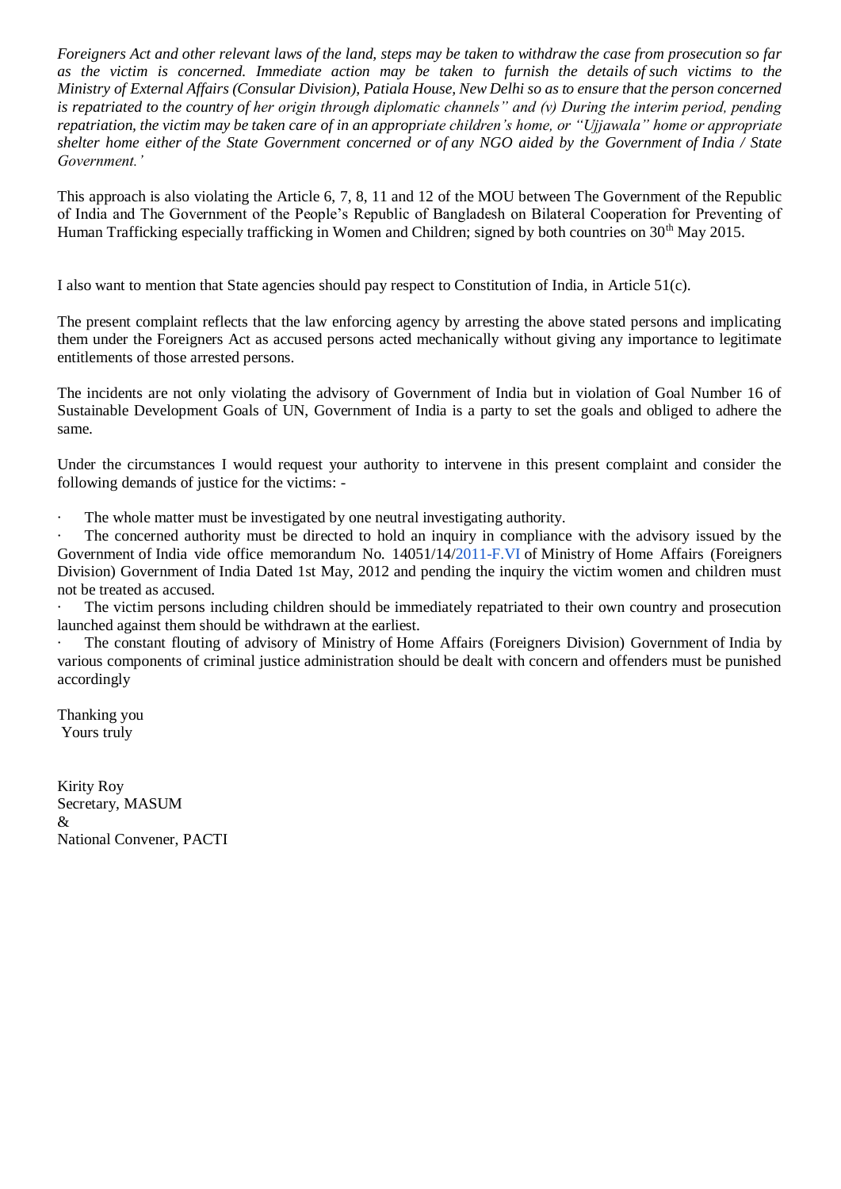*Foreigners Act and other relevant laws of the land, steps may be taken to withdraw the case from prosecution so far as the victim is concerned. Immediate action may be taken to furnish the details of such victims to the Ministry of External Affairs (Consular Division), Patiala House, New Delhi so as to ensure that the person concerned is repatriated to the country of her origin through diplomatic channels" and (v) During the interim period, pending repatriation, the victim may be taken care of in an appropriate children's home, or "Ujjawala" home or appropriate shelter home either of the State Government concerned or of any NGO aided by the Government of India / State Government.'*

This approach is also violating the Article 6, 7, 8, 11 and 12 of the MOU between The Government of the Republic of India and The Government of the People's Republic of Bangladesh on Bilateral Cooperation for Preventing of Human Trafficking especially trafficking in Women and Children; signed by both countries on 30th May 2015.

I also want to mention that State agencies should pay respect to Constitution of India, in Article 51(c).

The present complaint reflects that the law enforcing agency by arresting the above stated persons and implicating them under the Foreigners Act as accused persons acted mechanically without giving any importance to legitimate entitlements of those arrested persons.

The incidents are not only violating the advisory of Government of India but in violation of Goal Number 16 of Sustainable Development Goals of UN, Government of India is a party to set the goals and obliged to adhere the same.

Under the circumstances I would request your authority to intervene in this present complaint and consider the following demands of justice for the victims: -

- The whole matter must be investigated by one neutral investigating authority.
- The concerned authority must be directed to hold an inquiry in compliance with the advisory issued by the Government of India vide office memorandum No. 14051/14/2011-F.VI of Ministry of Home Affairs (Foreigners Division) Government of India Dated 1st May, 2012 and pending the inquiry the victim women and children must not be treated as accused.
- The victim persons including children should be immediately repatriated to their own country and prosecution launched against them should be withdrawn at the earliest.
- The constant flouting of advisory of Ministry of Home Affairs (Foreigners Division) Government of India by various components of criminal justice administration should be dealt with concern and offenders must be punished accordingly

Thanking you
Yours truly

Kirity Roy
Secretary, MASUM
&
National Convener, PACTI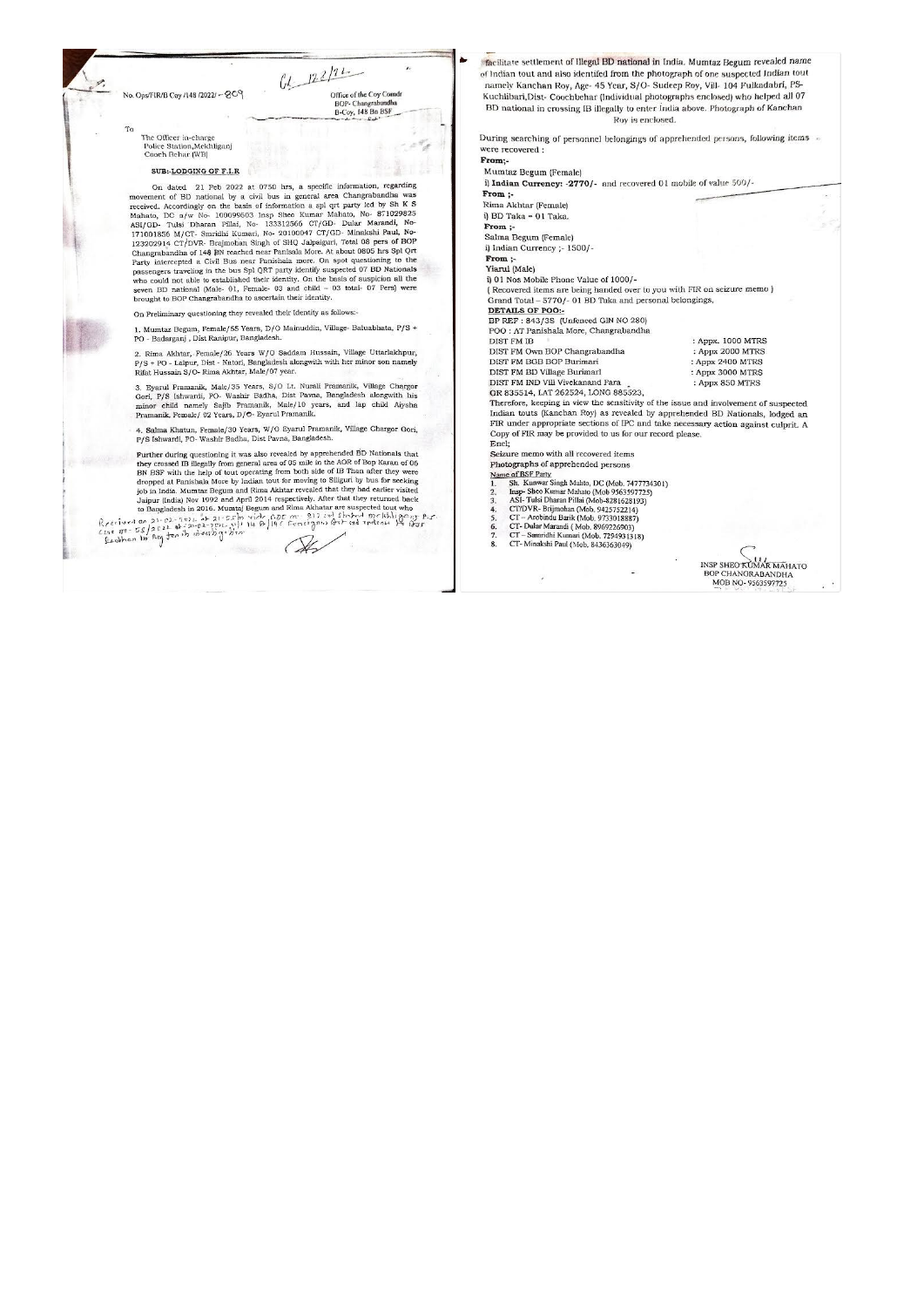No. Ops/FIR/B Coy /148 /2022/ – 809

21/02/22

Office of the Coy Comdr
BOP- Changrabandha
B-Coy, 148 Bn BSF

To
The Officer in-charge
Police Station, Mekhliganj
Cooch Behar (WB)

**SUB:-LODGING OF F.I.R**

On dated 21 Feb 2022 at 0750 hrs, a specific information, regarding movement of BD national by a civil bus in general area Changrabandha was received. Accordingly on the basis of information a spl qrt party led by Sh K S Mahato, DC a/w No- 100099603 Insp Sheo Kumar Mahato, No- 871029825 ASI/GD- Tulsi Dharan Pillai, No- 133312566 CT/GD- Dular Marandi, No- 171001856 M/CT- Smridhi Kumari, No- 20100047 CT/GD- Minakshi Paul, No-123202914 CT/DVR- Brijmohan Singh of SHQ Jalpaiguri, Total 08 pers of BOP Changrabandha of 148 BN reached near Panisala More. At about 0805 hrs Spl Qrt Party intercepted a Civil Bus near Panishala more. On spot questioning to the passengers traveling in the bus Spl QRT party identify suspected 07 BD Nationals who could not able to established their identity. On the basis of suspicion all the seven BD national (Male- 01, Female- 03 and child – 03 total- 07 Pers) were brought to BOP Changrabandha to ascertain their identity.

On Preliminary questioning they revealed their identity as follows:-

1. Mumtaz Begum, Female/55 Years, D/O Mainuddin, Village- Baluabhata, P/S + PO - Badarganj , Dist Ranipur, Bangladesh.

2. Rima Akhtar, Female/26 Years W/O Saddam Hussain, Village Uttarlakhpur, P/S + PO - Laipur, Dist - Natori, Bangladesh alongwith with her minor son namely Rifat Hussain S/O- Rima Akhtar, Male/07 year.

3. Eyarul Pramanik, Male/35 Years, S/O Lt. Nurali Pramanik, Village Chargor Gori, P/S Ishwardi, PO- Washir Badha, Dist Pavna, Bangladesh alongwith his minor child namely Sajib Pramanik, Male/10 years, and lap child Aiysha Pramanik, Female/ 02 Years, D/O- Eyarul Pramanik.

4. Salma Khatun, Female/30 Years, W/O Eyarul Pramanik, Village Chargor Gori, P/S Ishwardi, PO- Washir Badha, Dist Pavna, Bangladesh.

Further during questioning it was also revealed by apprehended BD Nationals that they crossed IB illegally from general area of 05 mile in the AOR of Bop Karan of 06 BN BSF with the help of tout operating from both side of IB Than after they were dropped at Panishala More by Indian tout for moving to Siliguri by bus for seeking job in India. Mumtaz Begum and Rima Akhtar revealed that they had earlier visited Jaipur (India) Nov 1992 and April 2014 respectively. After that they returned back to Bangladesh in 2016. Mumtaj Begum and Rima Akhatar are suspected tout who

Received on 21-02-2022 at 21:55 hrs vide GDE no. 817 and started Mekhliganj P.S. Case No- 58/2022 dt- 21-02-2022 u/s 14 A/14 C Foreigners Act and endorse to SI Kadhan ... for investigation.

facilitate settlement of Illegal BD national in India. Mumtaz Begum revealed name of Indian tout and also identifed from the photograph of one suspected Indian tout namely Kanchan Roy, Age- 45 Year, S/O- Sudeep Roy, Vill- 104 Pulkadabri, PS- Kuchlibari, Dist- Coochbehar (Individual photographs enclosed) who helped all 07 BD national in crossing IB illegally to enter India above. Photograph of Kanchan Roy is enclosed.

During searching of personnel belongings of apprehended persons, following items were recovered :

**From;-**
Mumtaz Begum (Female)
i) **Indian Currency: -2770/-** and recovered 01 mobile of value 500/-

**From ;-**
Rima Akhtar (Female)
i) BD Taka = 01 Taka.

**From ;-**
Salma Begum (Female)
i) Indian Currency ;- 1500/-

**From ;-**
Yiarul (Male)
i) 01 Nos Mobile Phone Value of 1000/-
( Recovered items are being handed over to you with FIR on seizure memo )
Grand Total – 5770/- 01 BD Taka and personal belongings.

**DETAILS OF POO:-**
BP REF : 843/3S (Unfenced GIN NO 280)
POO : AT Panishala More, Changrabandha

| | |
|---|---|
| DIST FM IB | : Appx. 1000 MTRS |
| DIST FM Own BOP Changrabandha | : Appx 2000 MTRS |
| DIST FM BGB BOP Burimari | : Appx 2400 MTRS |
| DIST FM BD Village Burimari | : Appx 3000 MTRS |
| DIST FM IND Vill Vivekanand Para | : Appx 850 MTRS |

GR 835514, LAT 262524, LONG 885923,

Therefore, keeping in view the sensitivity of the issue and involvement of suspected Indian touts (Kanchan Roy) as revealed by apprehended BD Nationals, lodged an FIR under appropriate sections of IPC and take necessary action against culprit. A Copy of FIR may be provided to us for our record please.

Encl;
Seizure memo with all recovered items
Photographs of apprehended persons

Name of BSF Party
1. Sh. Kunwar Singh Mahto, DC (Mob. 7477734301)
2. Insp- Sheo Kumar Mahato (Mob 9563597725)
3. ASI- Tulsi Dharan Pillai (Mob-8281628193)
4. CT/DVR- Brijmohan (Mob. 9425752214)
5. CT – Arobindu Barik (Mob. 9733018887)
6. CT- Dular Marandi ( Mob. 8969226903)
7. CT – Samridhi Kumari (Mob. 7294931318)
8. CT- Minakshi Paul (Mob. 8436363049)

INSP SHEO KUMAR MAHATO
BOP CHANGRABANDHA
MOB NO- 9563597725